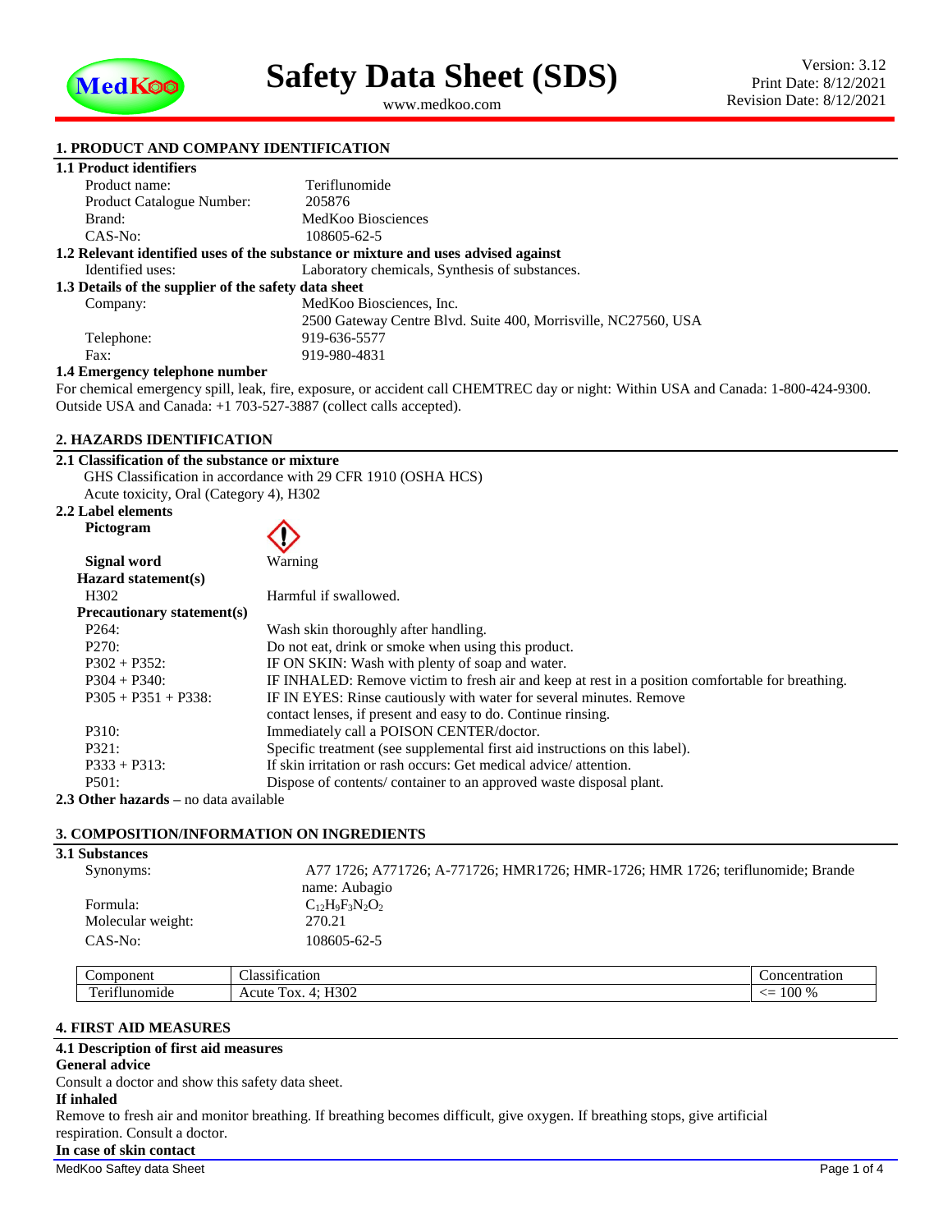# Safety Data Sheet (SDS)

www.medkoo.com

Version: 3.12
Print Date: 8/12/2021
Revision Date: 8/12/2021

## 1. PRODUCT AND COMPANY IDENTIFICATION

### 1.1 Product identifiers

| | |
|---|---|
| Product name: | Teriflunomide |
| Product Catalogue Number: | 205876 |
| Brand: | MedKoo Biosciences |
| CAS-No: | 108605-62-5 |

### 1.2 Relevant identified uses of the substance or mixture and uses advised against

| | |
|---|---|
| Identified uses: | Laboratory chemicals, Synthesis of substances. |

### 1.3 Details of the supplier of the safety data sheet

| | |
|---|---|
| Company: | MedKoo Biosciences, Inc.<br>2500 Gateway Centre Blvd. Suite 400, Morrisville, NC27560, USA |
| Telephone: | 919-636-5577 |
| Fax: | 919-980-4831 |

### 1.4 Emergency telephone number

For chemical emergency spill, leak, fire, exposure, or accident call CHEMTREC day or night: Within USA and Canada: 1-800-424-9300. Outside USA and Canada: +1 703-527-3887 (collect calls accepted).

## 2. HAZARDS IDENTIFICATION

### 2.1 Classification of the substance or mixture

GHS Classification in accordance with 29 CFR 1910 (OSHA HCS)
Acute toxicity, Oral (Category 4), H302

### 2.2 Label elements

**Pictogram**

**Signal word** Warning

**Hazard statement(s)**

| | |
|---|---|
| H302 | Harmful if swallowed. |

**Precautionary statement(s)**

| | |
|---|---|
| P264: | Wash skin thoroughly after handling. |
| P270: | Do not eat, drink or smoke when using this product. |
| P302 + P352: | IF ON SKIN: Wash with plenty of soap and water. |
| P304 + P340: | IF INHALED: Remove victim to fresh air and keep at rest in a position comfortable for breathing. |
| P305 + P351 + P338: | IF IN EYES: Rinse cautiously with water for several minutes. Remove contact lenses, if present and easy to do. Continue rinsing. |
| P310: | Immediately call a POISON CENTER/doctor. |
| P321: | Specific treatment (see supplemental first aid instructions on this label). |
| P333 + P313: | If skin irritation or rash occurs: Get medical advice/ attention. |
| P501: | Dispose of contents/ container to an approved waste disposal plant. |

**2.3 Other hazards** – no data available

## 3. COMPOSITION/INFORMATION ON INGREDIENTS

### 3.1 Substances

| | |
|---|---|
| Synonyms: | A77 1726; A771726; A-771726; HMR1726; HMR-1726; HMR 1726; teriflunomide; Brande name: Aubagio |
| Formula: | $C_{12}H_9F_3N_2O_2$ |
| Molecular weight: | 270.21 |
| CAS-No: | 108605-62-5 |

| Component | Classification | Concentration |
|---|---|---|
| Teriflunomide | Acute Tox. 4; H302 | <= 100 % |

## 4. FIRST AID MEASURES

### 4.1 Description of first aid measures

**General advice**

Consult a doctor and show this safety data sheet.

**If inhaled**

Remove to fresh air and monitor breathing. If breathing becomes difficult, give oxygen. If breathing stops, give artificial respiration. Consult a doctor.

**In case of skin contact**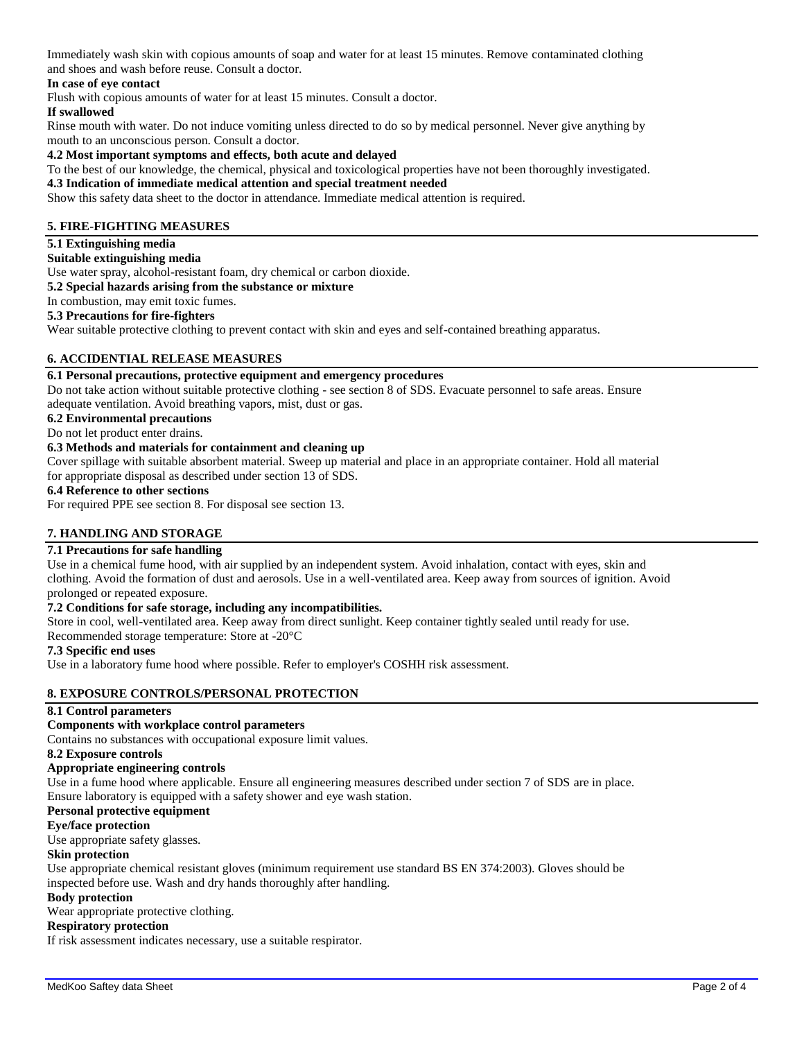Immediately wash skin with copious amounts of soap and water for at least 15 minutes. Remove contaminated clothing and shoes and wash before reuse. Consult a doctor.

**In case of eye contact**

Flush with copious amounts of water for at least 15 minutes. Consult a doctor.

**If swallowed**

Rinse mouth with water. Do not induce vomiting unless directed to do so by medical personnel. Never give anything by mouth to an unconscious person. Consult a doctor.

**4.2 Most important symptoms and effects, both acute and delayed**

To the best of our knowledge, the chemical, physical and toxicological properties have not been thoroughly investigated.

**4.3 Indication of immediate medical attention and special treatment needed**

Show this safety data sheet to the doctor in attendance. Immediate medical attention is required.

## 5. FIRE-FIGHTING MEASURES

**5.1 Extinguishing media**

**Suitable extinguishing media**

Use water spray, alcohol-resistant foam, dry chemical or carbon dioxide.

**5.2 Special hazards arising from the substance or mixture**

In combustion, may emit toxic fumes.

**5.3 Precautions for fire-fighters**

Wear suitable protective clothing to prevent contact with skin and eyes and self-contained breathing apparatus.

## 6. ACCIDENTIAL RELEASE MEASURES

**6.1 Personal precautions, protective equipment and emergency procedures**

Do not take action without suitable protective clothing - see section 8 of SDS. Evacuate personnel to safe areas. Ensure adequate ventilation. Avoid breathing vapors, mist, dust or gas.

**6.2 Environmental precautions**

Do not let product enter drains.

**6.3 Methods and materials for containment and cleaning up**

Cover spillage with suitable absorbent material. Sweep up material and place in an appropriate container. Hold all material for appropriate disposal as described under section 13 of SDS.

**6.4 Reference to other sections**

For required PPE see section 8. For disposal see section 13.

## 7. HANDLING AND STORAGE

**7.1 Precautions for safe handling**

Use in a chemical fume hood, with air supplied by an independent system. Avoid inhalation, contact with eyes, skin and clothing. Avoid the formation of dust and aerosols. Use in a well-ventilated area. Keep away from sources of ignition. Avoid prolonged or repeated exposure.

**7.2 Conditions for safe storage, including any incompatibilities.**

Store in cool, well-ventilated area. Keep away from direct sunlight. Keep container tightly sealed until ready for use.
Recommended storage temperature: Store at -20°C

**7.3 Specific end uses**

Use in a laboratory fume hood where possible. Refer to employer's COSHH risk assessment.

## 8. EXPOSURE CONTROLS/PERSONAL PROTECTION

**8.1 Control parameters**

**Components with workplace control parameters**

Contains no substances with occupational exposure limit values.

**8.2 Exposure controls**

**Appropriate engineering controls**

Use in a fume hood where applicable. Ensure all engineering measures described under section 7 of SDS are in place.
Ensure laboratory is equipped with a safety shower and eye wash station.

**Personal protective equipment**

**Eye/face protection**

Use appropriate safety glasses.

**Skin protection**

Use appropriate chemical resistant gloves (minimum requirement use standard BS EN 374:2003). Gloves should be inspected before use. Wash and dry hands thoroughly after handling.

**Body protection**

Wear appropriate protective clothing.

**Respiratory protection**

If risk assessment indicates necessary, use a suitable respirator.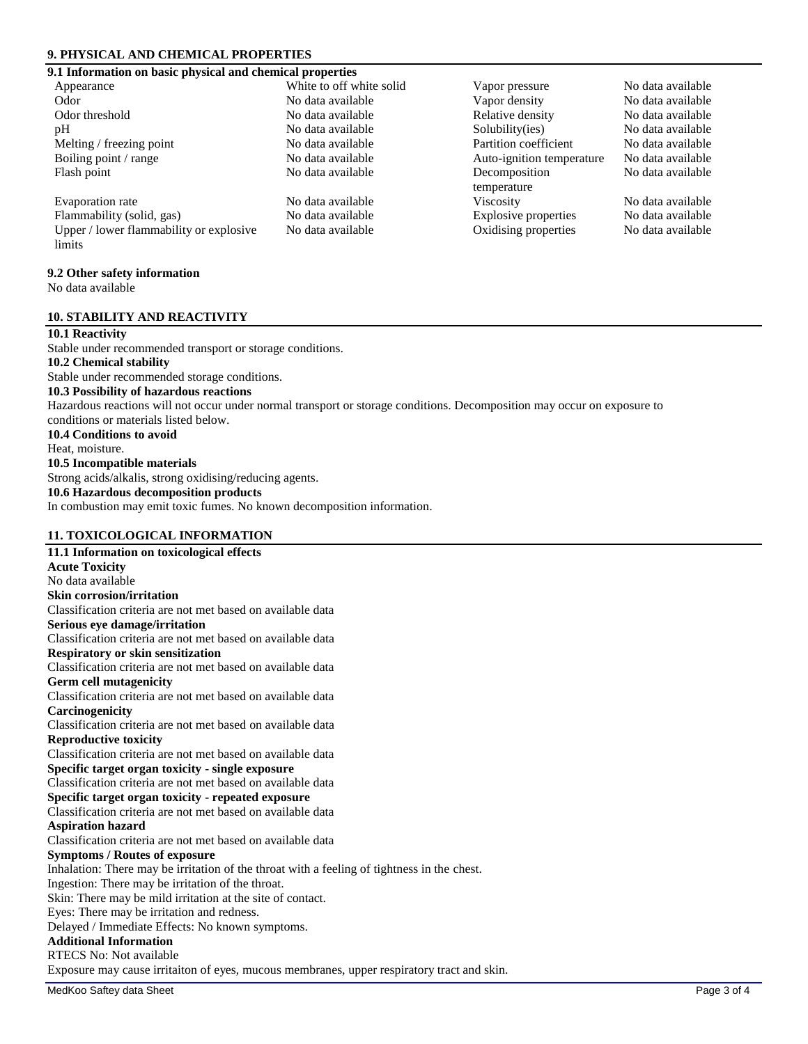## 9. PHYSICAL AND CHEMICAL PROPERTIES

### 9.1 Information on basic physical and chemical properties

| | | | |
|---|---|---|---|
| Appearance | White to off white solid | Vapor pressure | No data available |
| Odor | No data available | Vapor density | No data available |
| Odor threshold | No data available | Relative density | No data available |
| pH | No data available | Solubility(ies) | No data available |
| Melting / freezing point | No data available | Partition coefficient | No data available |
| Boiling point / range | No data available | Auto-ignition temperature | No data available |
| Flash point | No data available | Decomposition temperature | No data available |
| Evaporation rate | No data available | Viscosity | No data available |
| Flammability (solid, gas) | No data available | Explosive properties | No data available |
| Upper / lower flammability or explosive limits | No data available | Oxidising properties | No data available |

### 9.2 Other safety information

No data available

## 10. STABILITY AND REACTIVITY

**10.1 Reactivity**
Stable under recommended transport or storage conditions.

**10.2 Chemical stability**
Stable under recommended storage conditions.

**10.3 Possibility of hazardous reactions**
Hazardous reactions will not occur under normal transport or storage conditions. Decomposition may occur on exposure to conditions or materials listed below.

**10.4 Conditions to avoid**
Heat, moisture.

**10.5 Incompatible materials**
Strong acids/alkalis, strong oxidising/reducing agents.

**10.6 Hazardous decomposition products**
In combustion may emit toxic fumes. No known decomposition information.

## 11. TOXICOLOGICAL INFORMATION

**11.1 Information on toxicological effects**

**Acute Toxicity**
No data available

**Skin corrosion/irritation**
Classification criteria are not met based on available data

**Serious eye damage/irritation**
Classification criteria are not met based on available data

**Respiratory or skin sensitization**
Classification criteria are not met based on available data

**Germ cell mutagenicity**
Classification criteria are not met based on available data

**Carcinogenicity**
Classification criteria are not met based on available data

**Reproductive toxicity**
Classification criteria are not met based on available data

**Specific target organ toxicity - single exposure**
Classification criteria are not met based on available data

**Specific target organ toxicity - repeated exposure**
Classification criteria are not met based on available data

**Aspiration hazard**
Classification criteria are not met based on available data

**Symptoms / Routes of exposure**
Inhalation: There may be irritation of the throat with a feeling of tightness in the chest.
Ingestion: There may be irritation of the throat.
Skin: There may be mild irritation at the site of contact.
Eyes: There may be irritation and redness.
Delayed / Immediate Effects: No known symptoms.

**Additional Information**
RTECS No: Not available
Exposure may cause irritaiton of eyes, mucous membranes, upper respiratory tract and skin.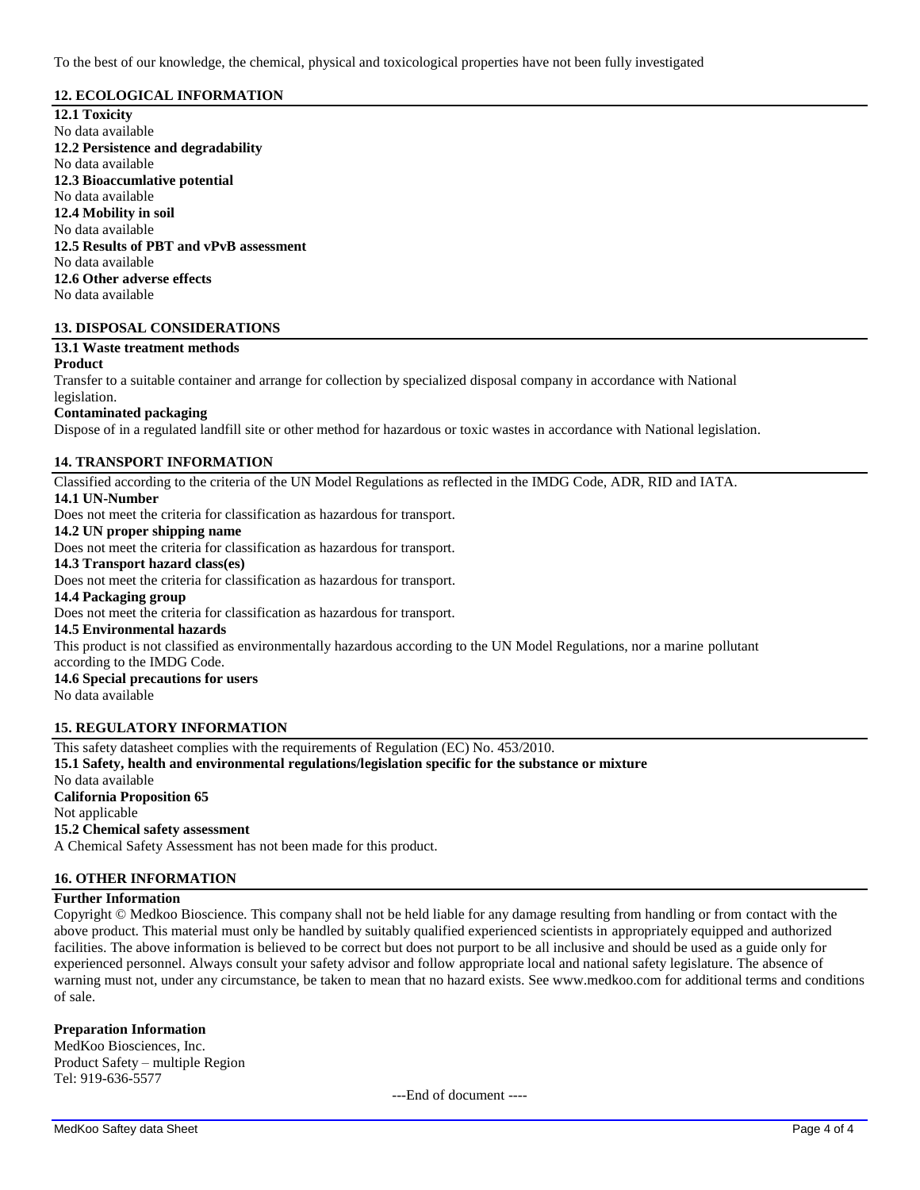To the best of our knowledge, the chemical, physical and toxicological properties have not been fully investigated

## 12. ECOLOGICAL INFORMATION

**12.1 Toxicity**
No data available
**12.2 Persistence and degradability**
No data available
**12.3 Bioaccumlative potential**
No data available
**12.4 Mobility in soil**
No data available
**12.5 Results of PBT and vPvB assessment**
No data available
**12.6 Other adverse effects**
No data available

## 13. DISPOSAL CONSIDERATIONS

**13.1 Waste treatment methods**
**Product**
Transfer to a suitable container and arrange for collection by specialized disposal company in accordance with National legislation.
**Contaminated packaging**
Dispose of in a regulated landfill site or other method for hazardous or toxic wastes in accordance with National legislation.

## 14. TRANSPORT INFORMATION

Classified according to the criteria of the UN Model Regulations as reflected in the IMDG Code, ADR, RID and IATA.
**14.1 UN-Number**
Does not meet the criteria for classification as hazardous for transport.
**14.2 UN proper shipping name**
Does not meet the criteria for classification as hazardous for transport.
**14.3 Transport hazard class(es)**
Does not meet the criteria for classification as hazardous for transport.
**14.4 Packaging group**
Does not meet the criteria for classification as hazardous for transport.
**14.5 Environmental hazards**
This product is not classified as environmentally hazardous according to the UN Model Regulations, nor a marine pollutant according to the IMDG Code.
**14.6 Special precautions for users**
No data available

## 15. REGULATORY INFORMATION

This safety datasheet complies with the requirements of Regulation (EC) No. 453/2010.
**15.1 Safety, health and environmental regulations/legislation specific for the substance or mixture**
No data available
**California Proposition 65**
Not applicable
**15.2 Chemical safety assessment**
A Chemical Safety Assessment has not been made for this product.

## 16. OTHER INFORMATION

**Further Information**
Copyright © Medkoo Bioscience. This company shall not be held liable for any damage resulting from handling or from contact with the above product. This material must only be handled by suitably qualified experienced scientists in appropriately equipped and authorized facilities. The above information is believed to be correct but does not purport to be all inclusive and should be used as a guide only for experienced personnel. Always consult your safety advisor and follow appropriate local and national safety legislature. The absence of warning must not, under any circumstance, be taken to mean that no hazard exists. See www.medkoo.com for additional terms and conditions of sale.

**Preparation Information**
MedKoo Biosciences, Inc.
Product Safety – multiple Region
Tel: 919-636-5577

---End of document ----